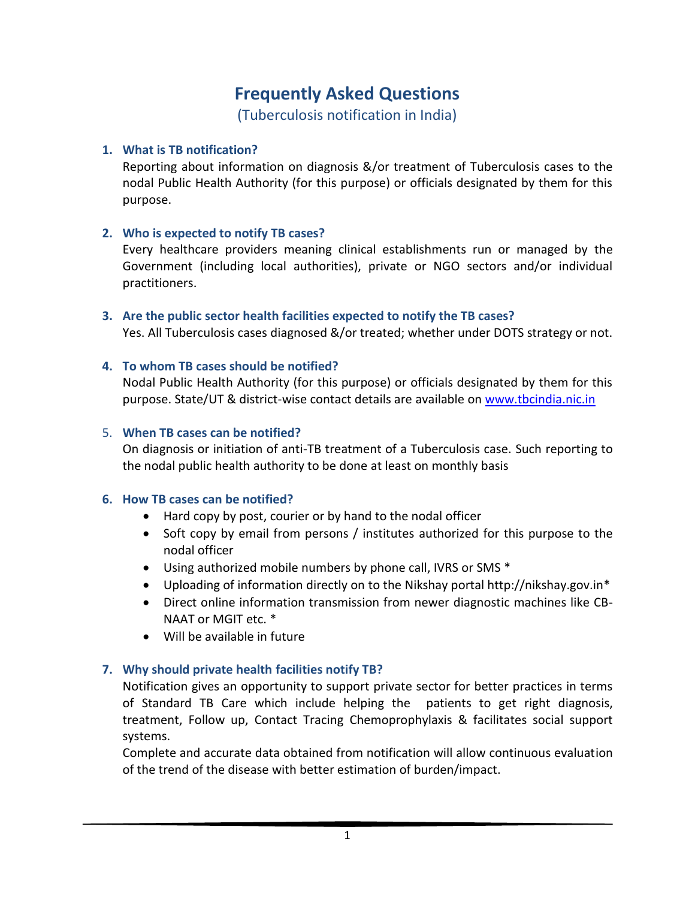# Frequently Asked Questions

## (Tuberculosis notification in India)

1. **What is TB notification?**

   Reporting about information on diagnosis &/or treatment of Tuberculosis cases to the nodal Public Health Authority (for this purpose) or officials designated by them for this purpose.

2. **Who is expected to notify TB cases?**

   Every healthcare providers meaning clinical establishments run or managed by the Government (including local authorities), private or NGO sectors and/or individual practitioners.

3. **Are the public sector health facilities expected to notify the TB cases?**

   Yes. All Tuberculosis cases diagnosed &/or treated; whether under DOTS strategy or not.

4. **To whom TB cases should be notified?**

   Nodal Public Health Authority (for this purpose) or officials designated by them for this purpose. State/UT & district-wise contact details are available on www.tbcindia.nic.in

5. **When TB cases can be notified?**

   On diagnosis or initiation of anti-TB treatment of a Tuberculosis case. Such reporting to the nodal public health authority to be done at least on monthly basis

6. **How TB cases can be notified?**

   - Hard copy by post, courier or by hand to the nodal officer
   - Soft copy by email from persons / institutes authorized for this purpose to the nodal officer
   - Using authorized mobile numbers by phone call, IVRS or SMS *
   - Uploading of information directly on to the Nikshay portal http://nikshay.gov.in*
   - Direct online information transmission from newer diagnostic machines like CB-NAAT or MGIT etc. *
   - Will be available in future

7. **Why should private health facilities notify TB?**

   Notification gives an opportunity to support private sector for better practices in terms of Standard TB Care which include helping the patients to get right diagnosis, treatment, Follow up, Contact Tracing Chemoprophylaxis & facilitates social support systems.

   Complete and accurate data obtained from notification will allow continuous evaluation of the trend of the disease with better estimation of burden/impact.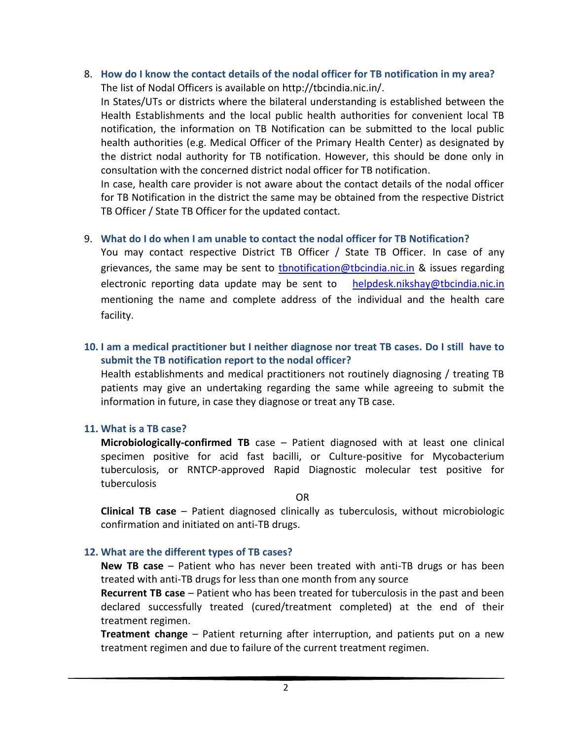8. **How do I know the contact details of the nodal officer for TB notification in my area?**

   The list of Nodal Officers is available on http://tbcindia.nic.in/.

   In States/UTs or districts where the bilateral understanding is established between the Health Establishments and the local public health authorities for convenient local TB notification, the information on TB Notification can be submitted to the local public health authorities (e.g. Medical Officer of the Primary Health Center) as designated by the district nodal authority for TB notification. However, this should be done only in consultation with the concerned district nodal officer for TB notification.

   In case, health care provider is not aware about the contact details of the nodal officer for TB Notification in the district the same may be obtained from the respective District TB Officer / State TB Officer for the updated contact.

9. **What do I do when I am unable to contact the nodal officer for TB Notification?**

   You may contact respective District TB Officer / State TB Officer. In case of any grievances, the same may be sent to tbnotification@tbcindia.nic.in & issues regarding electronic reporting data update may be sent to helpdesk.nikshay@tbcindia.nic.in mentioning the name and complete address of the individual and the health care facility.

10. **I am a medical practitioner but I neither diagnose nor treat TB cases. Do I still have to submit the TB notification report to the nodal officer?**

    Health establishments and medical practitioners not routinely diagnosing / treating TB patients may give an undertaking regarding the same while agreeing to submit the information in future, in case they diagnose or treat any TB case.

11. **What is a TB case?**

    **Microbiologically-confirmed TB** case – Patient diagnosed with at least one clinical specimen positive for acid fast bacilli, or Culture-positive for Mycobacterium tuberculosis, or RNTCP-approved Rapid Diagnostic molecular test positive for tuberculosis

    OR

    **Clinical TB case** – Patient diagnosed clinically as tuberculosis, without microbiologic confirmation and initiated on anti-TB drugs.

12. **What are the different types of TB cases?**

    **New TB case** – Patient who has never been treated with anti-TB drugs or has been treated with anti-TB drugs for less than one month from any source

    **Recurrent TB case** – Patient who has been treated for tuberculosis in the past and been declared successfully treated (cured/treatment completed) at the end of their treatment regimen.

    **Treatment change** – Patient returning after interruption, and patients put on a new treatment regimen and due to failure of the current treatment regimen.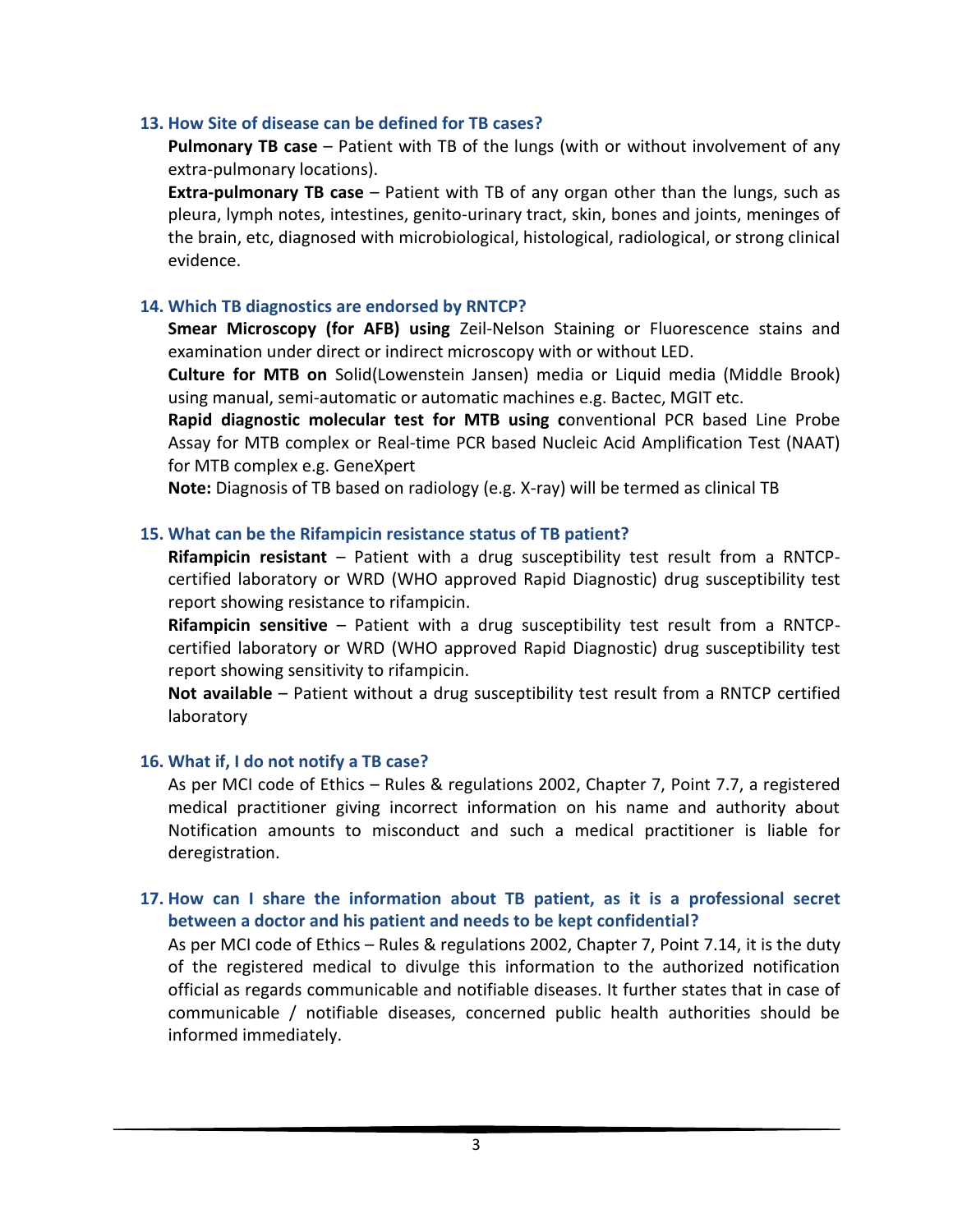### 13. How Site of disease can be defined for TB cases?

**Pulmonary TB case** – Patient with TB of the lungs (with or without involvement of any extra-pulmonary locations).

**Extra-pulmonary TB case** – Patient with TB of any organ other than the lungs, such as pleura, lymph notes, intestines, genito-urinary tract, skin, bones and joints, meninges of the brain, etc, diagnosed with microbiological, histological, radiological, or strong clinical evidence.

### 14. Which TB diagnostics are endorsed by RNTCP?

**Smear Microscopy (for AFB) using** Zeil-Nelson Staining or Fluorescence stains and examination under direct or indirect microscopy with or without LED.

**Culture for MTB on** Solid(Lowenstein Jansen) media or Liquid media (Middle Brook) using manual, semi-automatic or automatic machines e.g. Bactec, MGIT etc.

**Rapid diagnostic molecular test for MTB using c**onventional PCR based Line Probe Assay for MTB complex or Real-time PCR based Nucleic Acid Amplification Test (NAAT) for MTB complex e.g. GeneXpert

**Note:** Diagnosis of TB based on radiology (e.g. X-ray) will be termed as clinical TB

### 15. What can be the Rifampicin resistance status of TB patient?

**Rifampicin resistant** – Patient with a drug susceptibility test result from a RNTCP-certified laboratory or WRD (WHO approved Rapid Diagnostic) drug susceptibility test report showing resistance to rifampicin.

**Rifampicin sensitive** – Patient with a drug susceptibility test result from a RNTCP-certified laboratory or WRD (WHO approved Rapid Diagnostic) drug susceptibility test report showing sensitivity to rifampicin.

**Not available** – Patient without a drug susceptibility test result from a RNTCP certified laboratory

### 16. What if, I do not notify a TB case?

As per MCI code of Ethics – Rules & regulations 2002, Chapter 7, Point 7.7, a registered medical practitioner giving incorrect information on his name and authority about Notification amounts to misconduct and such a medical practitioner is liable for deregistration.

### 17. How can I share the information about TB patient, as it is a professional secret between a doctor and his patient and needs to be kept confidential?

As per MCI code of Ethics – Rules & regulations 2002, Chapter 7, Point 7.14, it is the duty of the registered medical to divulge this information to the authorized notification official as regards communicable and notifiable diseases. It further states that in case of communicable / notifiable diseases, concerned public health authorities should be informed immediately.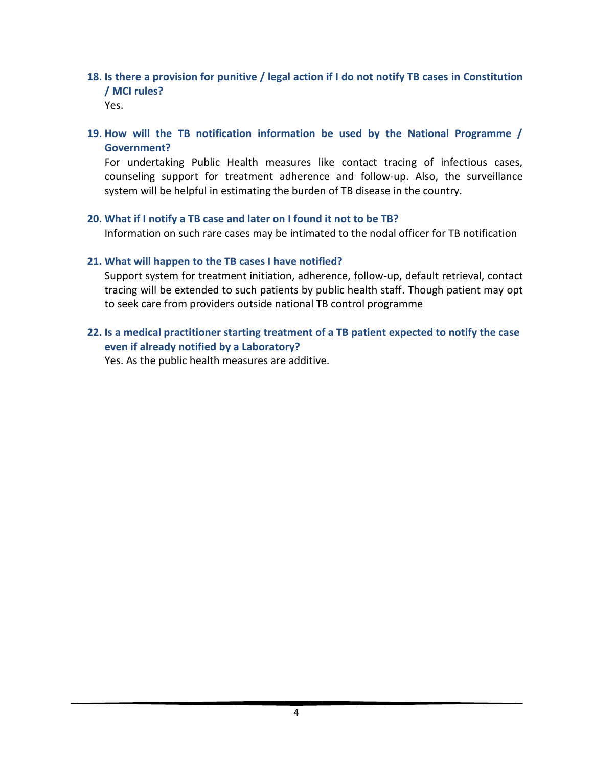**18. Is there a provision for punitive / legal action if I do not notify TB cases in Constitution / MCI rules?**

Yes.

**19. How will the TB notification information be used by the National Programme / Government?**

For undertaking Public Health measures like contact tracing of infectious cases, counseling support for treatment adherence and follow-up. Also, the surveillance system will be helpful in estimating the burden of TB disease in the country.

**20. What if I notify a TB case and later on I found it not to be TB?**

Information on such rare cases may be intimated to the nodal officer for TB notification

**21. What will happen to the TB cases I have notified?**

Support system for treatment initiation, adherence, follow-up, default retrieval, contact tracing will be extended to such patients by public health staff. Though patient may opt to seek care from providers outside national TB control programme

**22. Is a medical practitioner starting treatment of a TB patient expected to notify the case even if already notified by a Laboratory?**

Yes. As the public health measures are additive.